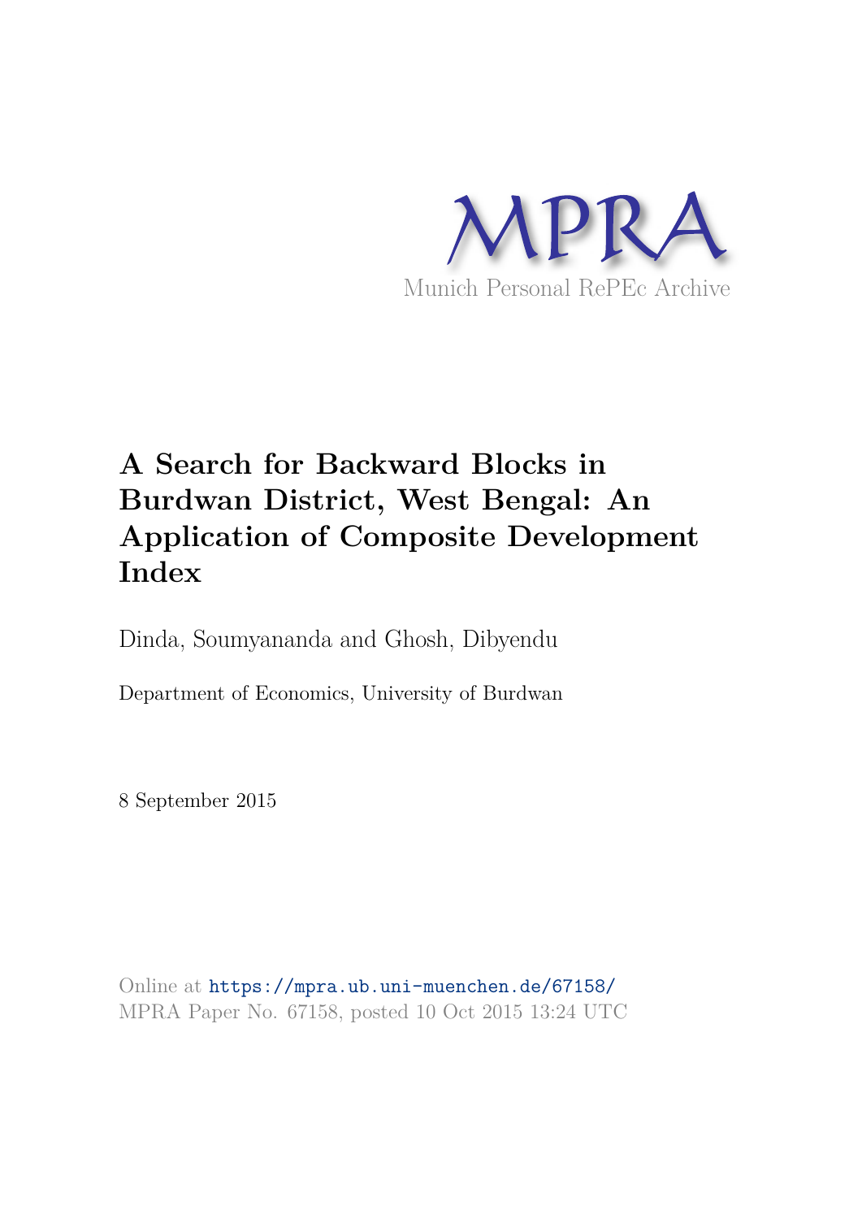MPRA

Munich Personal RePEc Archive

# A Search for Backward Blocks in Burdwan District, West Bengal: An Application of Composite Development Index

Dinda, Soumyananda and Ghosh, Dibyendu

Department of Economics, University of Burdwan

8 September 2015

Online at https://mpra.ub.uni-muenchen.de/67158/
MPRA Paper No. 67158, posted 10 Oct 2015 13:24 UTC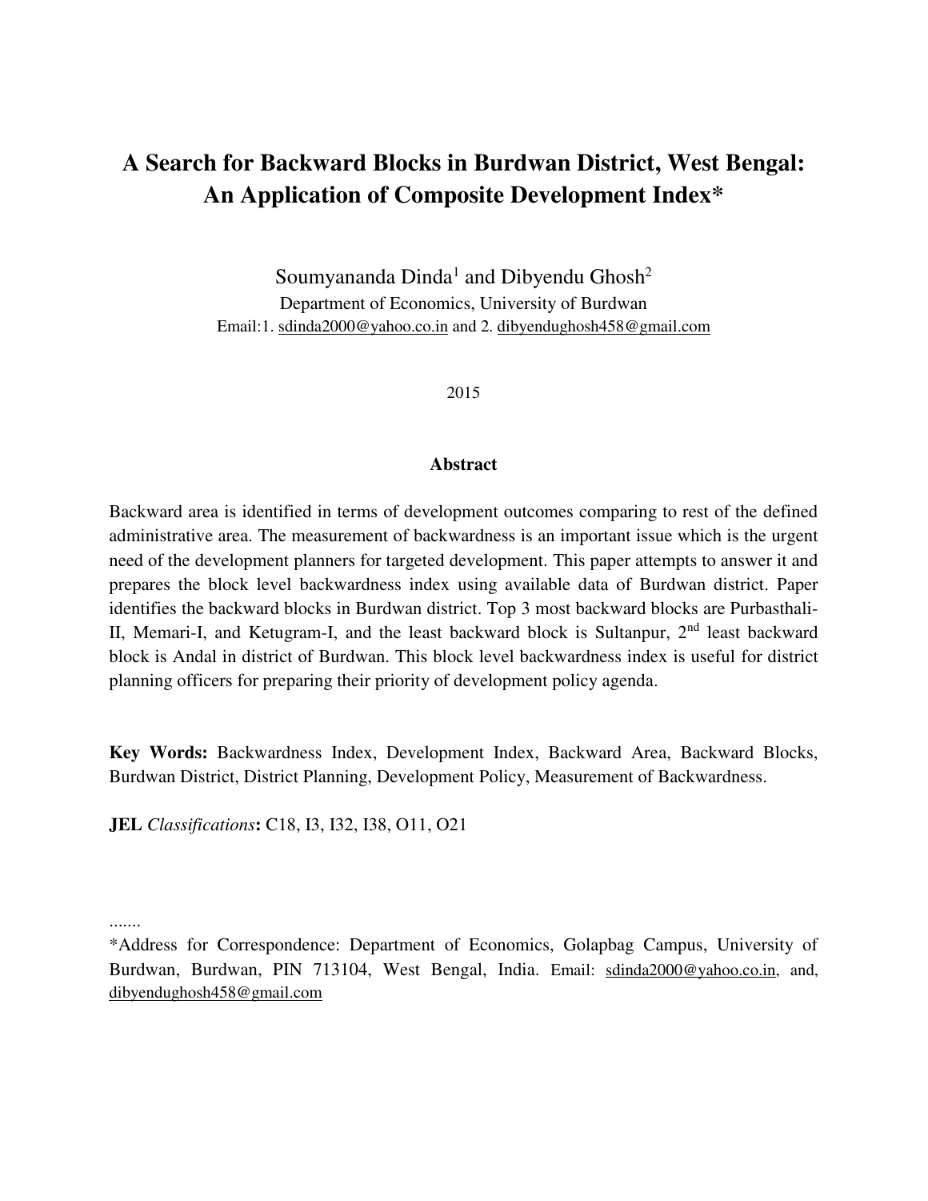# A Search for Backward Blocks in Burdwan District, West Bengal: An Application of Composite Development Index*

Soumyananda Dinda[1] and Dibyendu Ghosh[2]

Department of Economics, University of Burdwan

Email:1. sdinda2000@yahoo.co.in and 2. dibyendughosh458@gmail.com

2015

## Abstract

Backward area is identified in terms of development outcomes comparing to rest of the defined administrative area. The measurement of backwardness is an important issue which is the urgent need of the development planners for targeted development. This paper attempts to answer it and prepares the block level backwardness index using available data of Burdwan district. Paper identifies the backward blocks in Burdwan district. Top 3 most backward blocks are Purbasthali-II, Memari-I, and Ketugram-I, and the least backward block is Sultanpur, 2nd least backward block is Andal in district of Burdwan. This block level backwardness index is useful for district planning officers for preparing their priority of development policy agenda.

**Key Words:** Backwardness Index, Development Index, Backward Area, Backward Blocks, Burdwan District, District Planning, Development Policy, Measurement of Backwardness.

**JEL** *Classifications***:** C18, I3, I32, I38, O11, O21

.......

*Address for Correspondence: Department of Economics, Golapbag Campus, University of Burdwan, Burdwan, PIN 713104, West Bengal, India. Email: sdinda2000@yahoo.co.in, and, dibyendughosh458@gmail.com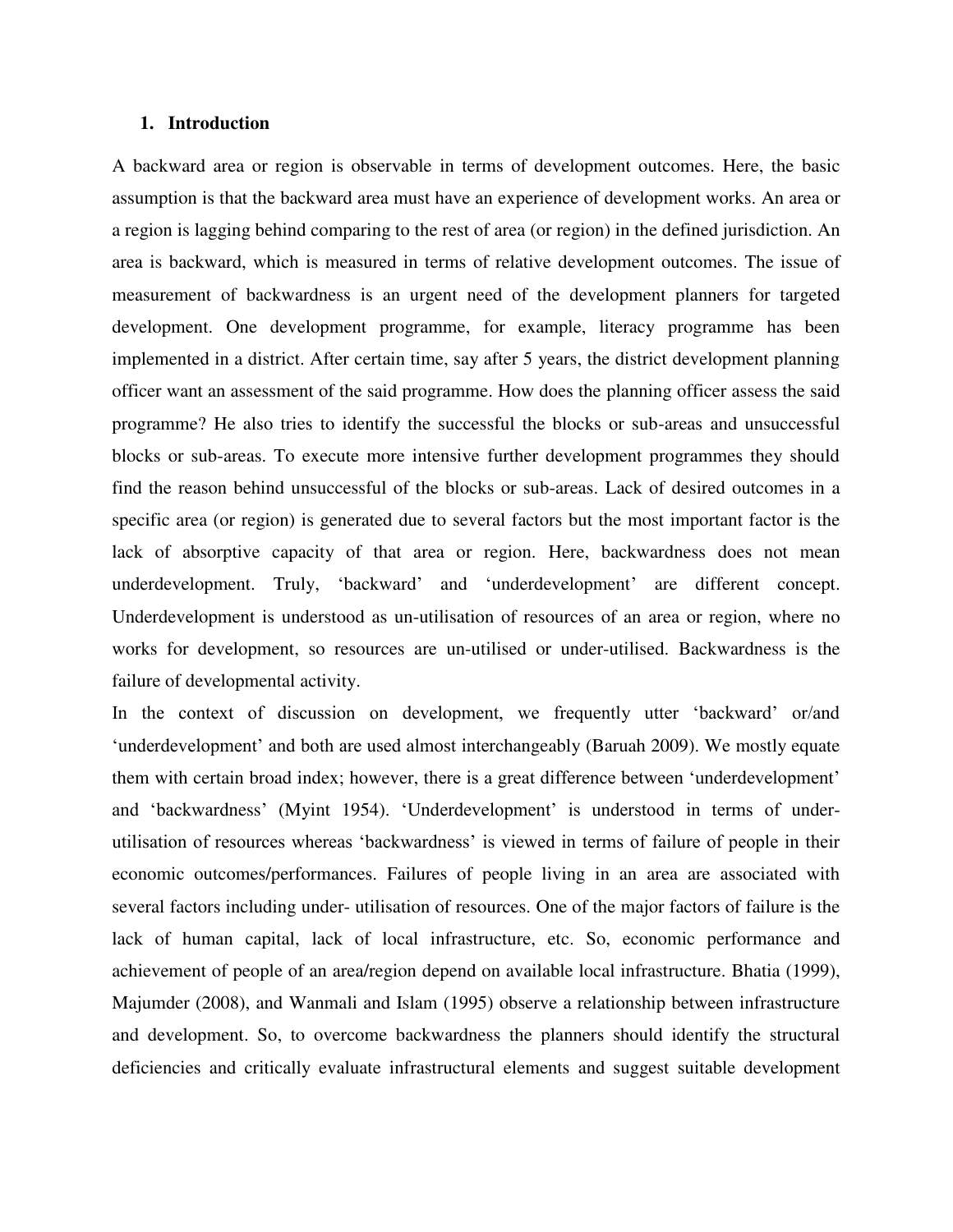## 1. Introduction

A backward area or region is observable in terms of development outcomes. Here, the basic assumption is that the backward area must have an experience of development works. An area or a region is lagging behind comparing to the rest of area (or region) in the defined jurisdiction. An area is backward, which is measured in terms of relative development outcomes. The issue of measurement of backwardness is an urgent need of the development planners for targeted development. One development programme, for example, literacy programme has been implemented in a district. After certain time, say after 5 years, the district development planning officer want an assessment of the said programme. How does the planning officer assess the said programme? He also tries to identify the successful the blocks or sub-areas and unsuccessful blocks or sub-areas. To execute more intensive further development programmes they should find the reason behind unsuccessful of the blocks or sub-areas. Lack of desired outcomes in a specific area (or region) is generated due to several factors but the most important factor is the lack of absorptive capacity of that area or region. Here, backwardness does not mean underdevelopment. Truly, 'backward' and 'underdevelopment' are different concept. Underdevelopment is understood as un-utilisation of resources of an area or region, where no works for development, so resources are un-utilised or under-utilised. Backwardness is the failure of developmental activity.

In the context of discussion on development, we frequently utter 'backward' or/and 'underdevelopment' and both are used almost interchangeably (Baruah 2009). We mostly equate them with certain broad index; however, there is a great difference between 'underdevelopment' and 'backwardness' (Myint 1954). 'Underdevelopment' is understood in terms of under-utilisation of resources whereas 'backwardness' is viewed in terms of failure of people in their economic outcomes/performances. Failures of people living in an area are associated with several factors including under- utilisation of resources. One of the major factors of failure is the lack of human capital, lack of local infrastructure, etc. So, economic performance and achievement of people of an area/region depend on available local infrastructure. Bhatia (1999), Majumder (2008), and Wanmali and Islam (1995) observe a relationship between infrastructure and development. So, to overcome backwardness the planners should identify the structural deficiencies and critically evaluate infrastructural elements and suggest suitable development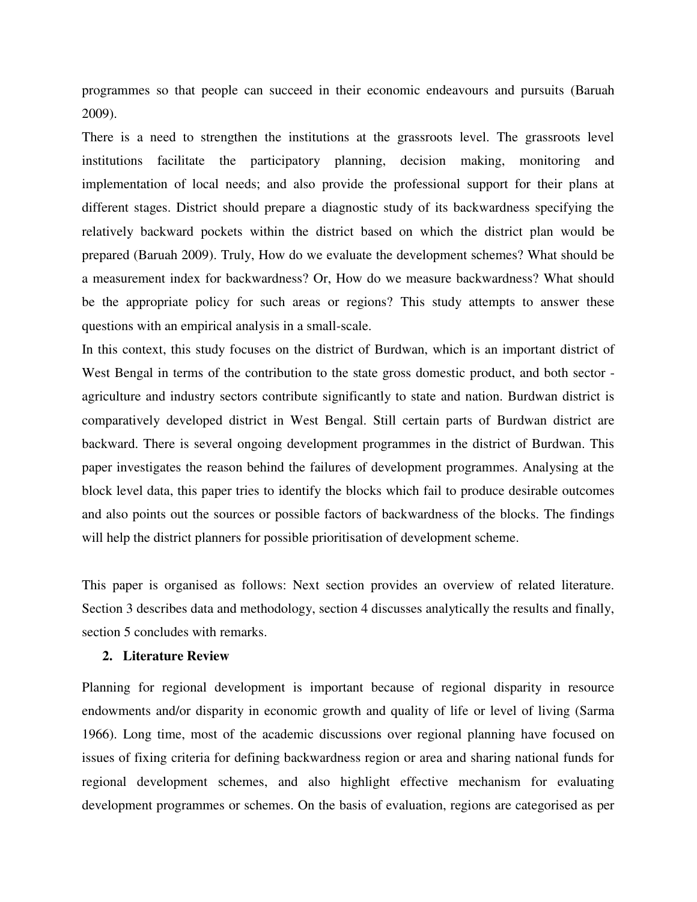programmes so that people can succeed in their economic endeavours and pursuits (Baruah 2009).

There is a need to strengthen the institutions at the grassroots level. The grassroots level institutions facilitate the participatory planning, decision making, monitoring and implementation of local needs; and also provide the professional support for their plans at different stages. District should prepare a diagnostic study of its backwardness specifying the relatively backward pockets within the district based on which the district plan would be prepared (Baruah 2009). Truly, How do we evaluate the development schemes? What should be a measurement index for backwardness? Or, How do we measure backwardness? What should be the appropriate policy for such areas or regions? This study attempts to answer these questions with an empirical analysis in a small-scale.

In this context, this study focuses on the district of Burdwan, which is an important district of West Bengal in terms of the contribution to the state gross domestic product, and both sector - agriculture and industry sectors contribute significantly to state and nation. Burdwan district is comparatively developed district in West Bengal. Still certain parts of Burdwan district are backward. There is several ongoing development programmes in the district of Burdwan. This paper investigates the reason behind the failures of development programmes. Analysing at the block level data, this paper tries to identify the blocks which fail to produce desirable outcomes and also points out the sources or possible factors of backwardness of the blocks. The findings will help the district planners for possible prioritisation of development scheme.

This paper is organised as follows: Next section provides an overview of related literature. Section 3 describes data and methodology, section 4 discusses analytically the results and finally, section 5 concludes with remarks.

## 2. Literature Review

Planning for regional development is important because of regional disparity in resource endowments and/or disparity in economic growth and quality of life or level of living (Sarma 1966). Long time, most of the academic discussions over regional planning have focused on issues of fixing criteria for defining backwardness region or area and sharing national funds for regional development schemes, and also highlight effective mechanism for evaluating development programmes or schemes. On the basis of evaluation, regions are categorised as per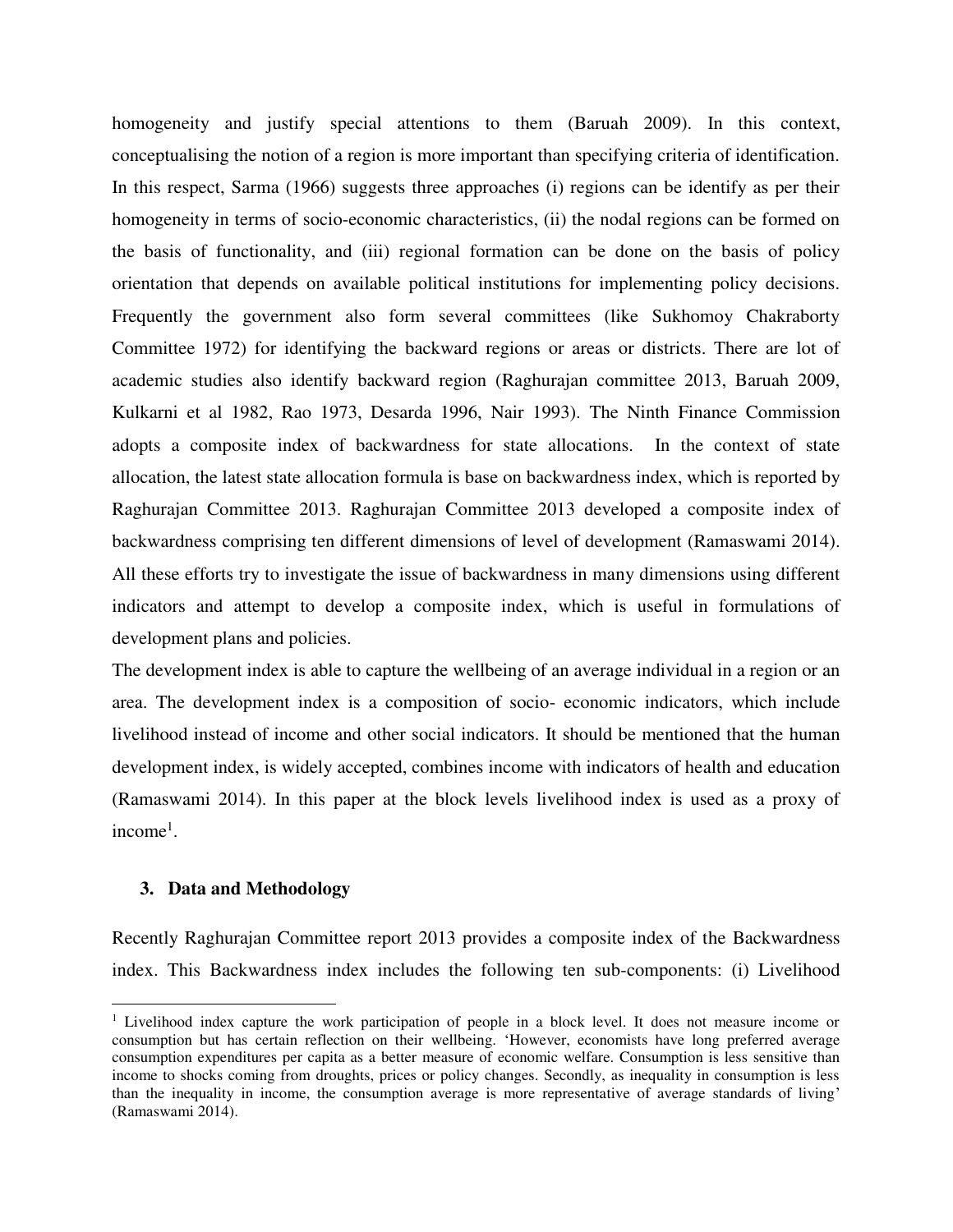homogeneity and justify special attentions to them (Baruah 2009). In this context, conceptualising the notion of a region is more important than specifying criteria of identification. In this respect, Sarma (1966) suggests three approaches (i) regions can be identify as per their homogeneity in terms of socio-economic characteristics, (ii) the nodal regions can be formed on the basis of functionality, and (iii) regional formation can be done on the basis of policy orientation that depends on available political institutions for implementing policy decisions. Frequently the government also form several committees (like Sukhomoy Chakraborty Committee 1972) for identifying the backward regions or areas or districts. There are lot of academic studies also identify backward region (Raghurajan committee 2013, Baruah 2009, Kulkarni et al 1982, Rao 1973, Desarda 1996, Nair 1993). The Ninth Finance Commission adopts a composite index of backwardness for state allocations. In the context of state allocation, the latest state allocation formula is base on backwardness index, which is reported by Raghurajan Committee 2013. Raghurajan Committee 2013 developed a composite index of backwardness comprising ten different dimensions of level of development (Ramaswami 2014). All these efforts try to investigate the issue of backwardness in many dimensions using different indicators and attempt to develop a composite index, which is useful in formulations of development plans and policies.

The development index is able to capture the wellbeing of an average individual in a region or an area. The development index is a composition of socio- economic indicators, which include livelihood instead of income and other social indicators. It should be mentioned that the human development index, is widely accepted, combines income with indicators of health and education (Ramaswami 2014). In this paper at the block levels livelihood index is used as a proxy of income[1].

## 3. Data and Methodology

Recently Raghurajan Committee report 2013 provides a composite index of the Backwardness index. This Backwardness index includes the following ten sub-components: (i) Livelihood

[1] Livelihood index capture the work participation of people in a block level. It does not measure income or consumption but has certain reflection on their wellbeing. 'However, economists have long preferred average consumption expenditures per capita as a better measure of economic welfare. Consumption is less sensitive than income to shocks coming from droughts, prices or policy changes. Secondly, as inequality in consumption is less than the inequality in income, the consumption average is more representative of average standards of living' (Ramaswami 2014).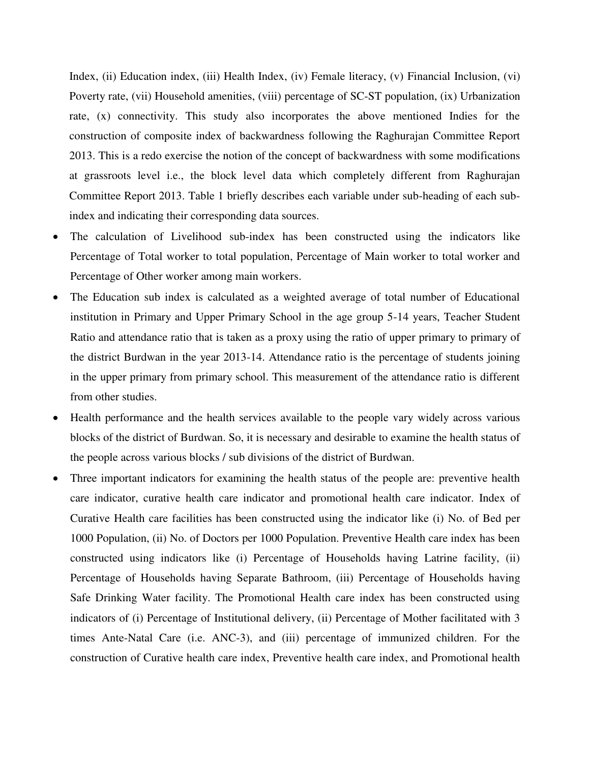Index, (ii) Education index, (iii) Health Index, (iv) Female literacy, (v) Financial Inclusion, (vi) Poverty rate, (vii) Household amenities, (viii) percentage of SC-ST population, (ix) Urbanization rate, (x) connectivity. This study also incorporates the above mentioned Indies for the construction of composite index of backwardness following the Raghurajan Committee Report 2013. This is a redo exercise the notion of the concept of backwardness with some modifications at grassroots level i.e., the block level data which completely different from Raghurajan Committee Report 2013. Table 1 briefly describes each variable under sub-heading of each sub-index and indicating their corresponding data sources.

- The calculation of Livelihood sub-index has been constructed using the indicators like Percentage of Total worker to total population, Percentage of Main worker to total worker and Percentage of Other worker among main workers.
- The Education sub index is calculated as a weighted average of total number of Educational institution in Primary and Upper Primary School in the age group 5-14 years, Teacher Student Ratio and attendance ratio that is taken as a proxy using the ratio of upper primary to primary of the district Burdwan in the year 2013-14. Attendance ratio is the percentage of students joining in the upper primary from primary school. This measurement of the attendance ratio is different from other studies.
- Health performance and the health services available to the people vary widely across various blocks of the district of Burdwan. So, it is necessary and desirable to examine the health status of the people across various blocks / sub divisions of the district of Burdwan.
- Three important indicators for examining the health status of the people are: preventive health care indicator, curative health care indicator and promotional health care indicator. Index of Curative Health care facilities has been constructed using the indicator like (i) No. of Bed per 1000 Population, (ii) No. of Doctors per 1000 Population. Preventive Health care index has been constructed using indicators like (i) Percentage of Households having Latrine facility, (ii) Percentage of Households having Separate Bathroom, (iii) Percentage of Households having Safe Drinking Water facility. The Promotional Health care index has been constructed using indicators of (i) Percentage of Institutional delivery, (ii) Percentage of Mother facilitated with 3 times Ante-Natal Care (i.e. ANC-3), and (iii) percentage of immunized children. For the construction of Curative health care index, Preventive health care index, and Promotional health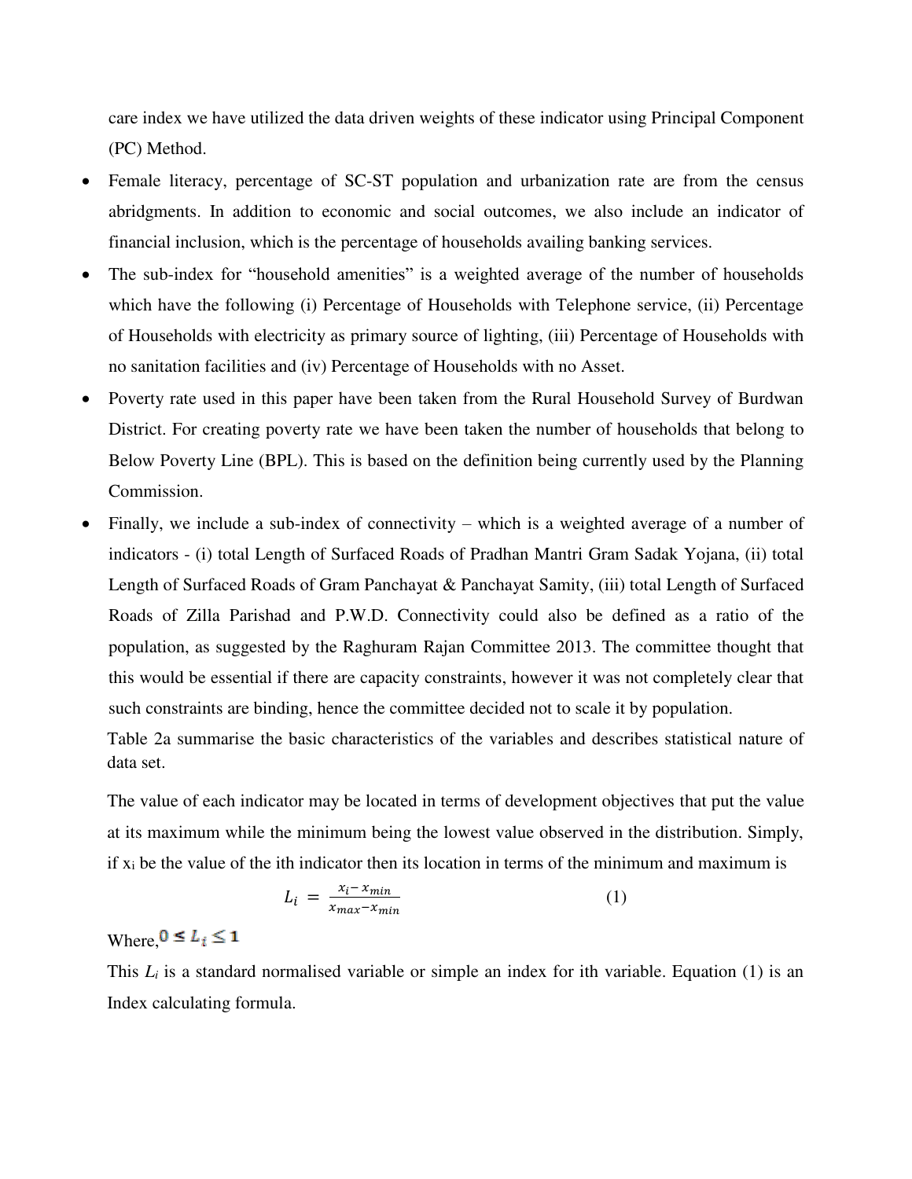care index we have utilized the data driven weights of these indicator using Principal Component (PC) Method.

- Female literacy, percentage of SC-ST population and urbanization rate are from the census abridgments. In addition to economic and social outcomes, we also include an indicator of financial inclusion, which is the percentage of households availing banking services.
- The sub-index for "household amenities" is a weighted average of the number of households which have the following (i) Percentage of Households with Telephone service, (ii) Percentage of Households with electricity as primary source of lighting, (iii) Percentage of Households with no sanitation facilities and (iv) Percentage of Households with no Asset.
- Poverty rate used in this paper have been taken from the Rural Household Survey of Burdwan District. For creating poverty rate we have been taken the number of households that belong to Below Poverty Line (BPL). This is based on the definition being currently used by the Planning Commission.
- Finally, we include a sub-index of connectivity – which is a weighted average of a number of indicators - (i) total Length of Surfaced Roads of Pradhan Mantri Gram Sadak Yojana, (ii) total Length of Surfaced Roads of Gram Panchayat & Panchayat Samity, (iii) total Length of Surfaced Roads of Zilla Parishad and P.W.D. Connectivity could also be defined as a ratio of the population, as suggested by the Raghuram Rajan Committee 2013. The committee thought that this would be essential if there are capacity constraints, however it was not completely clear that such constraints are binding, hence the committee decided not to scale it by population.

Table 2a summarise the basic characteristics of the variables and describes statistical nature of data set.

The value of each indicator may be located in terms of development objectives that put the value at its maximum while the minimum being the lowest value observed in the distribution. Simply, if $x_i$ be the value of the ith indicator then its location in terms of the minimum and maximum is

$$L_i = \frac{x_i - x_{min}}{x_{max} - x_{min}} \qquad (1)$$

Where, $0 \leq L_i \leq 1$

This $L_i$ is a standard normalised variable or simple an index for ith variable. Equation (1) is an Index calculating formula.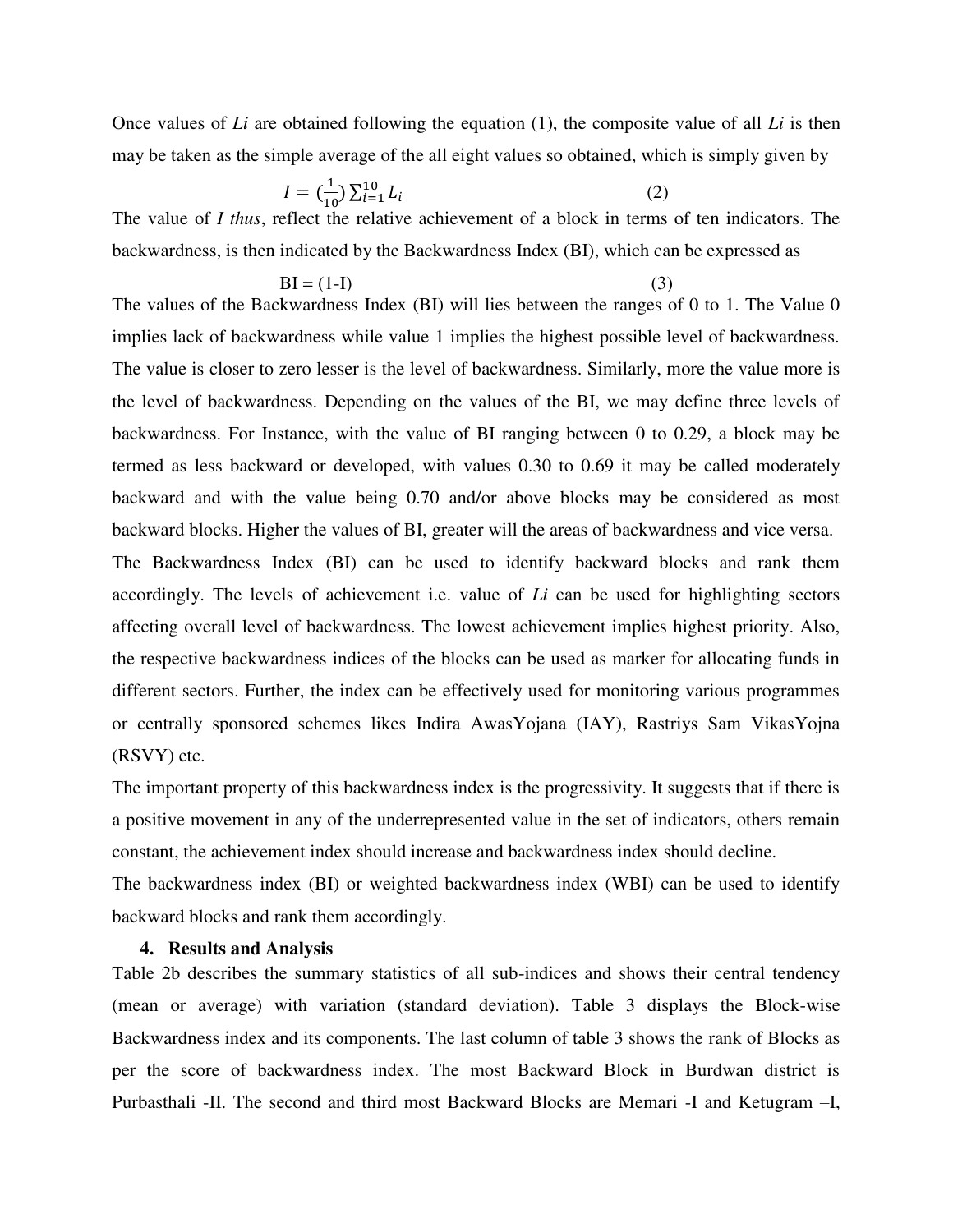Once values of $Li$ are obtained following the equation (1), the composite value of all $Li$ is then may be taken as the simple average of the all eight values so obtained, which is simply given by

$$I = \left(\frac{1}{10}\right)\sum_{i=1}^{10} L_i \tag{2}$$

The value of *I thus*, reflect the relative achievement of a block in terms of ten indicators. The backwardness, is then indicated by the Backwardness Index (BI), which can be expressed as

$$\text{BI} = (1\text{-I}) \tag{3}$$

The values of the Backwardness Index (BI) will lies between the ranges of 0 to 1. The Value 0 implies lack of backwardness while value 1 implies the highest possible level of backwardness. The value is closer to zero lesser is the level of backwardness. Similarly, more the value more is the level of backwardness. Depending on the values of the BI, we may define three levels of backwardness. For Instance, with the value of BI ranging between 0 to 0.29, a block may be termed as less backward or developed, with values 0.30 to 0.69 it may be called moderately backward and with the value being 0.70 and/or above blocks may be considered as most backward blocks. Higher the values of BI, greater will the areas of backwardness and vice versa.

The Backwardness Index (BI) can be used to identify backward blocks and rank them accordingly. The levels of achievement i.e. value of $Li$ can be used for highlighting sectors affecting overall level of backwardness. The lowest achievement implies highest priority. Also, the respective backwardness indices of the blocks can be used as marker for allocating funds in different sectors. Further, the index can be effectively used for monitoring various programmes or centrally sponsored schemes likes Indira AwasYojana (IAY), Rastriys Sam VikasYojna (RSVY) etc.

The important property of this backwardness index is the progressivity. It suggests that if there is a positive movement in any of the underrepresented value in the set of indicators, others remain constant, the achievement index should increase and backwardness index should decline.

The backwardness index (BI) or weighted backwardness index (WBI) can be used to identify backward blocks and rank them accordingly.

## 4. Results and Analysis

Table 2b describes the summary statistics of all sub-indices and shows their central tendency (mean or average) with variation (standard deviation). Table 3 displays the Block-wise Backwardness index and its components. The last column of table 3 shows the rank of Blocks as per the score of backwardness index. The most Backward Block in Burdwan district is Purbasthali -II. The second and third most Backward Blocks are Memari -I and Ketugram –I,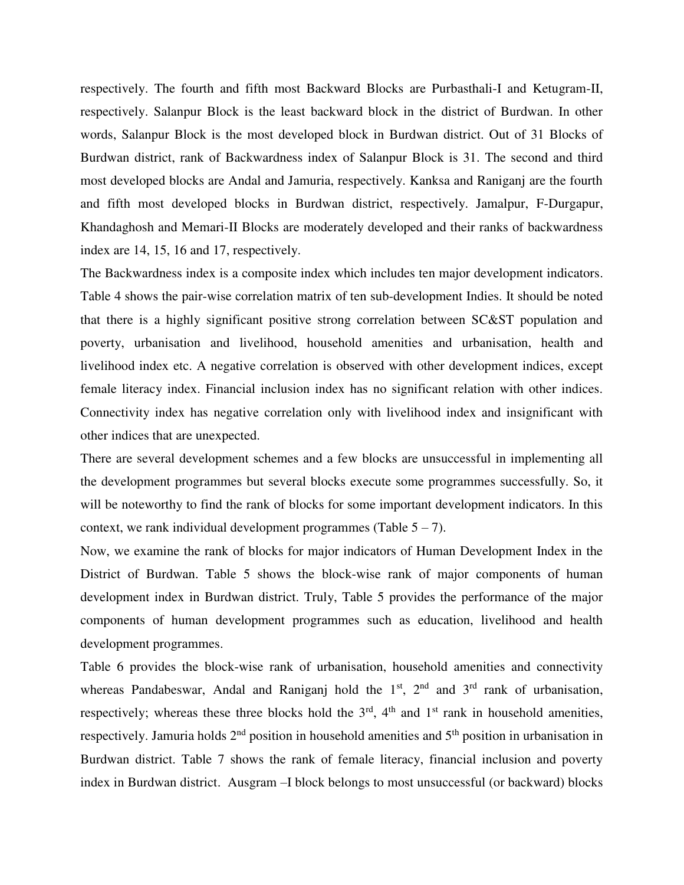respectively. The fourth and fifth most Backward Blocks are Purbasthali-I and Ketugram-II, respectively. Salanpur Block is the least backward block in the district of Burdwan. In other words, Salanpur Block is the most developed block in Burdwan district. Out of 31 Blocks of Burdwan district, rank of Backwardness index of Salanpur Block is 31. The second and third most developed blocks are Andal and Jamuria, respectively. Kanksa and Raniganj are the fourth and fifth most developed blocks in Burdwan district, respectively. Jamalpur, F-Durgapur, Khandaghosh and Memari-II Blocks are moderately developed and their ranks of backwardness index are 14, 15, 16 and 17, respectively.

The Backwardness index is a composite index which includes ten major development indicators. Table 4 shows the pair-wise correlation matrix of ten sub-development Indies. It should be noted that there is a highly significant positive strong correlation between SC&ST population and poverty, urbanisation and livelihood, household amenities and urbanisation, health and livelihood index etc. A negative correlation is observed with other development indices, except female literacy index. Financial inclusion index has no significant relation with other indices. Connectivity index has negative correlation only with livelihood index and insignificant with other indices that are unexpected.

There are several development schemes and a few blocks are unsuccessful in implementing all the development programmes but several blocks execute some programmes successfully. So, it will be noteworthy to find the rank of blocks for some important development indicators. In this context, we rank individual development programmes (Table 5 – 7).

Now, we examine the rank of blocks for major indicators of Human Development Index in the District of Burdwan. Table 5 shows the block-wise rank of major components of human development index in Burdwan district. Truly, Table 5 provides the performance of the major components of human development programmes such as education, livelihood and health development programmes.

Table 6 provides the block-wise rank of urbanisation, household amenities and connectivity whereas Pandabeswar, Andal and Raniganj hold the 1st, 2nd and 3rd rank of urbanisation, respectively; whereas these three blocks hold the 3rd, 4th and 1st rank in household amenities, respectively. Jamuria holds 2nd position in household amenities and 5th position in urbanisation in Burdwan district. Table 7 shows the rank of female literacy, financial inclusion and poverty index in Burdwan district. Ausgram –I block belongs to most unsuccessful (or backward) blocks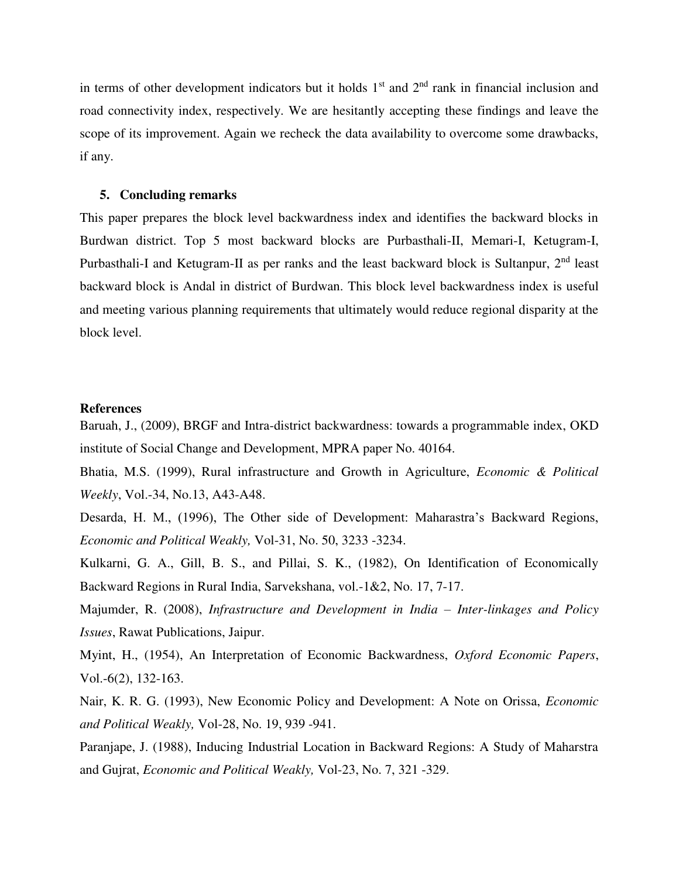in terms of other development indicators but it holds 1st and 2nd rank in financial inclusion and road connectivity index, respectively. We are hesitantly accepting these findings and leave the scope of its improvement. Again we recheck the data availability to overcome some drawbacks, if any.

## 5. Concluding remarks

This paper prepares the block level backwardness index and identifies the backward blocks in Burdwan district. Top 5 most backward blocks are Purbasthali-II, Memari-I, Ketugram-I, Purbasthali-I and Ketugram-II as per ranks and the least backward block is Sultanpur, 2nd least backward block is Andal in district of Burdwan. This block level backwardness index is useful and meeting various planning requirements that ultimately would reduce regional disparity at the block level.

## References

Baruah, J., (2009), BRGF and Intra-district backwardness: towards a programmable index, OKD institute of Social Change and Development, MPRA paper No. 40164.

Bhatia, M.S. (1999), Rural infrastructure and Growth in Agriculture, *Economic & Political Weekly*, Vol.-34, No.13, A43-A48.

Desarda, H. M., (1996), The Other side of Development: Maharastra's Backward Regions, *Economic and Political Weakly,* Vol-31, No. 50, 3233 -3234.

Kulkarni, G. A., Gill, B. S., and Pillai, S. K., (1982), On Identification of Economically Backward Regions in Rural India, Sarvekshana, vol.-1&2, No. 17, 7-17.

Majumder, R. (2008), *Infrastructure and Development in India – Inter-linkages and Policy Issues*, Rawat Publications, Jaipur.

Myint, H., (1954), An Interpretation of Economic Backwardness, *Oxford Economic Papers*, Vol.-6(2), 132-163.

Nair, K. R. G. (1993), New Economic Policy and Development: A Note on Orissa, *Economic and Political Weakly,* Vol-28, No. 19, 939 -941.

Paranjape, J. (1988), Inducing Industrial Location in Backward Regions: A Study of Maharstra and Gujrat, *Economic and Political Weakly,* Vol-23, No. 7, 321 -329.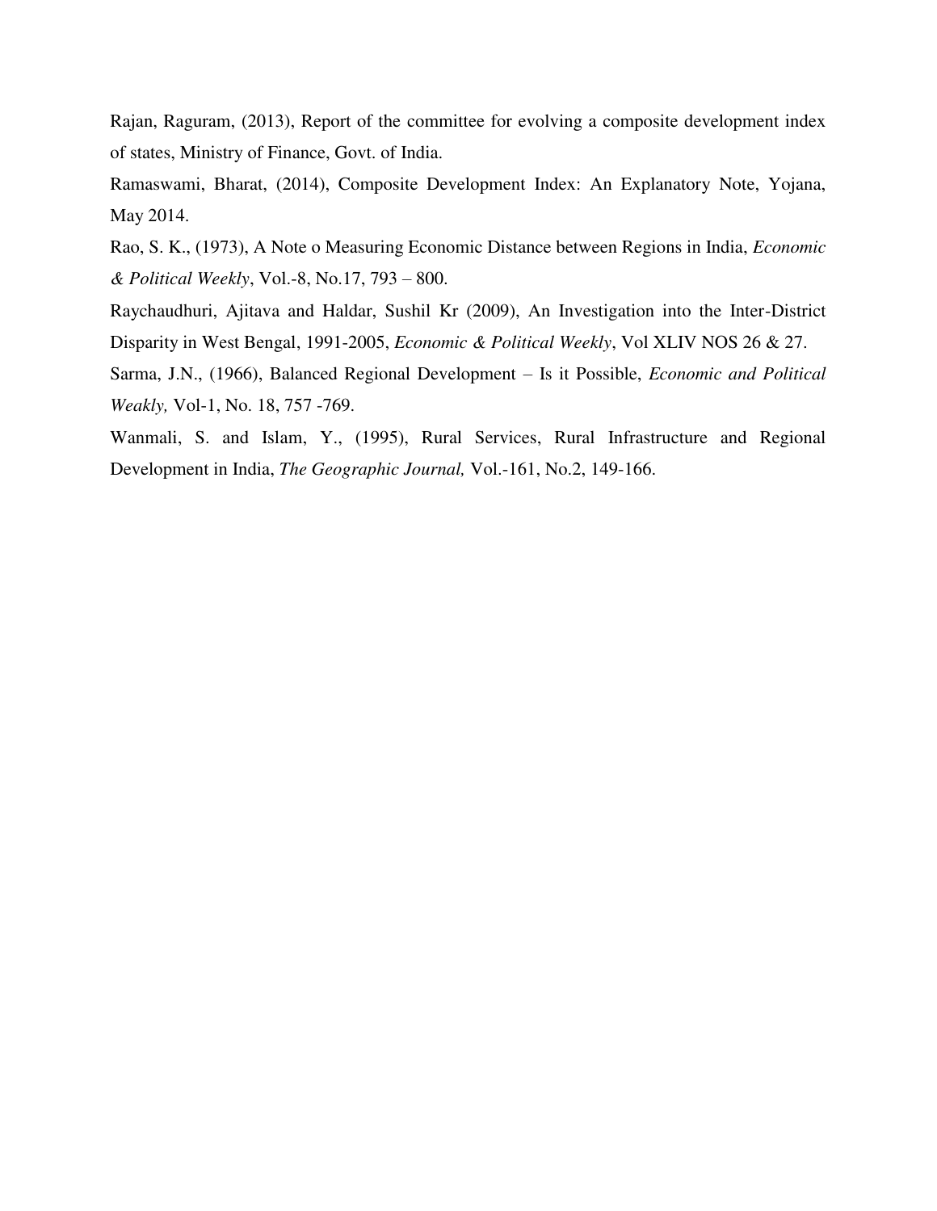Rajan, Raguram, (2013), Report of the committee for evolving a composite development index of states, Ministry of Finance, Govt. of India.

Ramaswami, Bharat, (2014), Composite Development Index: An Explanatory Note, Yojana, May 2014.

Rao, S. K., (1973), A Note o Measuring Economic Distance between Regions in India, *Economic & Political Weekly*, Vol.-8, No.17, 793 – 800.

Raychaudhuri, Ajitava and Haldar, Sushil Kr (2009), An Investigation into the Inter-District Disparity in West Bengal, 1991-2005, *Economic & Political Weekly*, Vol XLIV NOS 26 & 27.

Sarma, J.N., (1966), Balanced Regional Development – Is it Possible, *Economic and Political Weakly,* Vol-1, No. 18, 757 -769.

Wanmali, S. and Islam, Y., (1995), Rural Services, Rural Infrastructure and Regional Development in India, *The Geographic Journal,* Vol.-161, No.2, 149-166.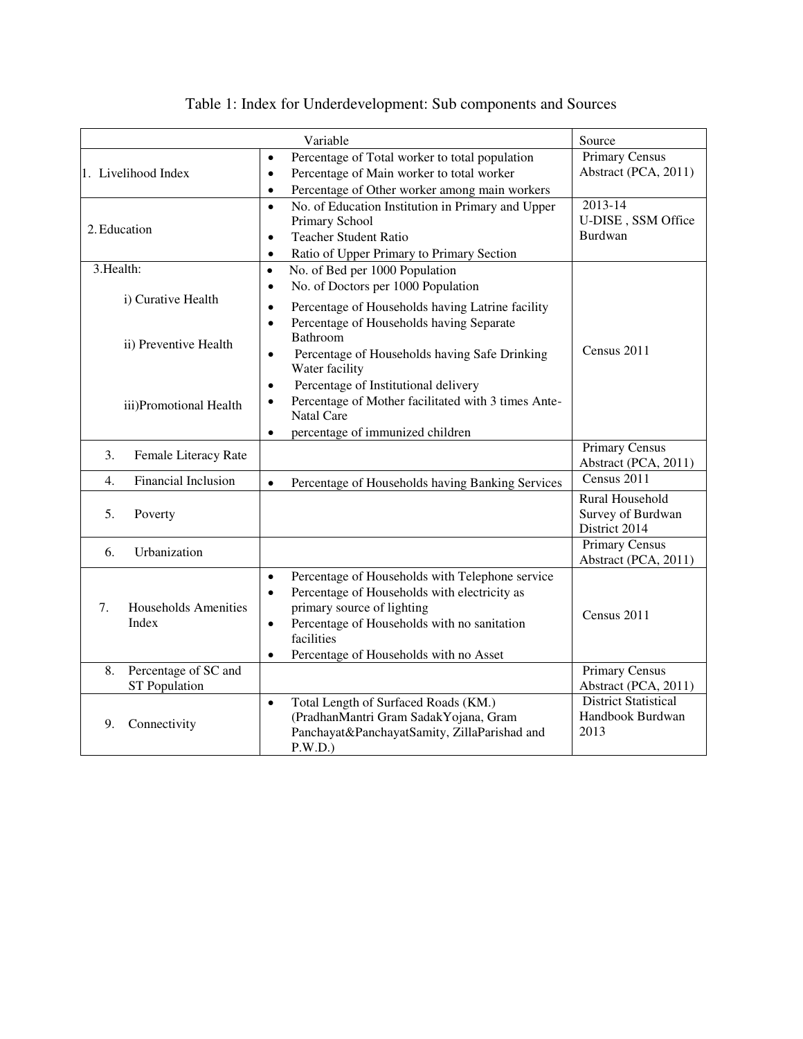Table 1: Index for Underdevelopment: Sub components and Sources

| Variable | | Source |
|---|---|---|
| 1. Livelihood Index | • Percentage of Total worker to total population<br>• Percentage of Main worker to total worker<br>• Percentage of Other worker among main workers | Primary Census Abstract (PCA, 2011) |
| 2. Education | • No. of Education Institution in Primary and Upper Primary School<br>• Teacher Student Ratio<br>• Ratio of Upper Primary to Primary Section | 2013-14 U-DISE , SSM Office Burdwan |
| 3.Health:<br>i) Curative Health | • No. of Bed per 1000 Population<br>• No. of Doctors per 1000 Population | Census 2011 |
| ii) Preventive Health | • Percentage of Households having Latrine facility<br>• Percentage of Households having Separate Bathroom<br>• Percentage of Households having Safe Drinking Water facility | |
| iii)Promotional Health | • Percentage of Institutional delivery<br>• Percentage of Mother facilitated with 3 times Ante-Natal Care<br>• percentage of immunized children | |
| 3. Female Literacy Rate | | Primary Census Abstract (PCA, 2011) |
| 4. Financial Inclusion | • Percentage of Households having Banking Services | Census 2011 |
| 5. Poverty | | Rural Household Survey of Burdwan District 2014 |
| 6. Urbanization | | Primary Census Abstract (PCA, 2011) |
| 7. Households Amenities Index | • Percentage of Households with Telephone service<br>• Percentage of Households with electricity as primary source of lighting<br>• Percentage of Households with no sanitation facilities<br>• Percentage of Households with no Asset | Census 2011 |
| 8. Percentage of SC and ST Population | | Primary Census Abstract (PCA, 2011) |
| 9. Connectivity | • Total Length of Surfaced Roads (KM.) (PradhanMantri Gram SadakYojana, Gram Panchayat&PanchayatSamity, ZillaParishad and P.W.D.) | District Statistical Handbook Burdwan 2013 |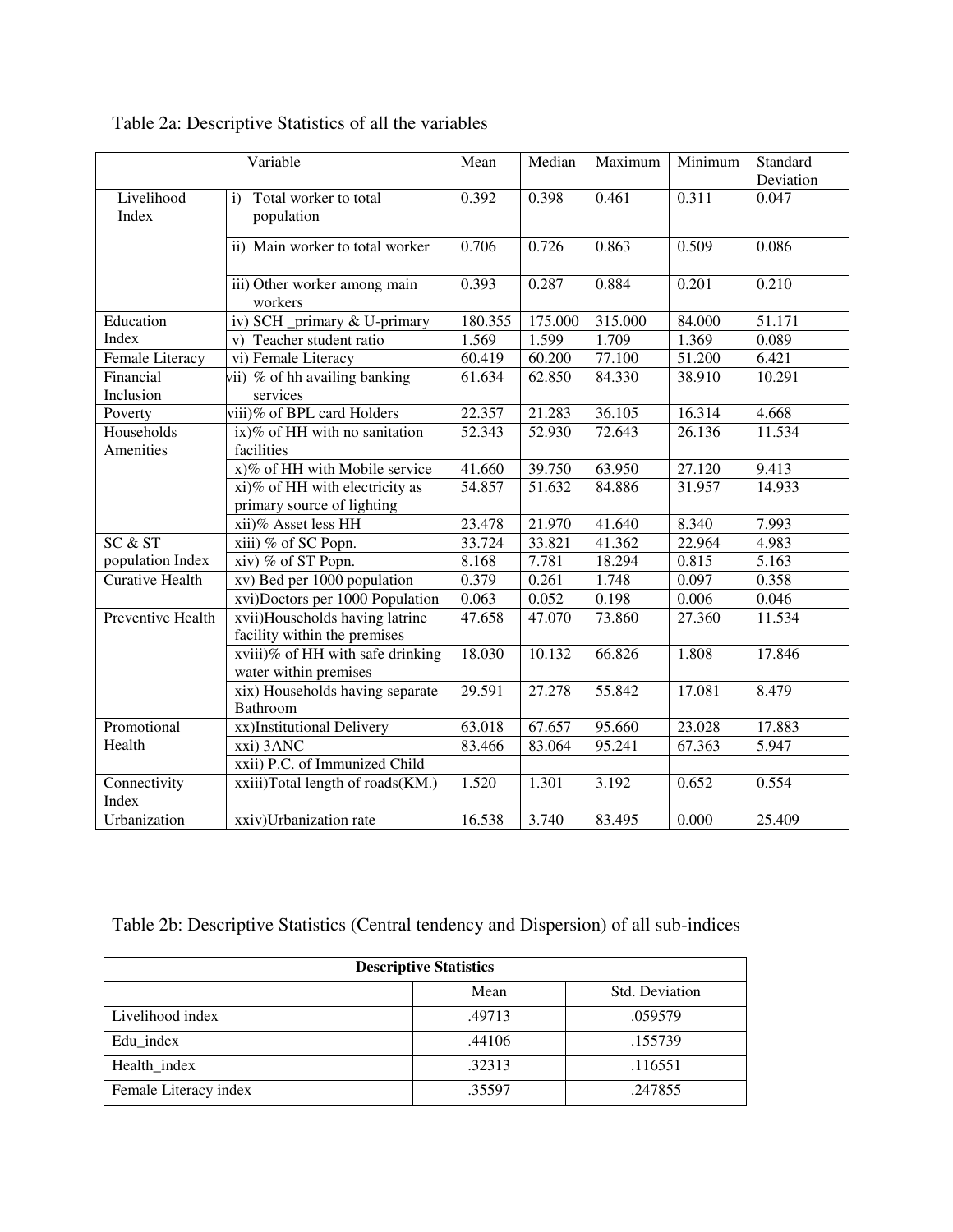Table 2a: Descriptive Statistics of all the variables

| Variable | | Mean | Median | Maximum | Minimum | Standard Deviation |
|---|---|---|---|---|---|---|
| Livelihood Index | i) Total worker to total population | 0.392 | 0.398 | 0.461 | 0.311 | 0.047 |
| | ii) Main worker to total worker | 0.706 | 0.726 | 0.863 | 0.509 | 0.086 |
| | iii) Other worker among main workers | 0.393 | 0.287 | 0.884 | 0.201 | 0.210 |
| Education Index | iv) SCH _primary & U-primary | 180.355 | 175.000 | 315.000 | 84.000 | 51.171 |
| | v) Teacher student ratio | 1.569 | 1.599 | 1.709 | 1.369 | 0.089 |
| Female Literacy | vi) Female Literacy | 60.419 | 60.200 | 77.100 | 51.200 | 6.421 |
| Financial Inclusion | vii) % of hh availing banking services | 61.634 | 62.850 | 84.330 | 38.910 | 10.291 |
| Poverty | viii)% of BPL card Holders | 22.357 | 21.283 | 36.105 | 16.314 | 4.668 |
| Households Amenities | ix)% of HH with no sanitation facilities | 52.343 | 52.930 | 72.643 | 26.136 | 11.534 |
| | x)% of HH with Mobile service | 41.660 | 39.750 | 63.950 | 27.120 | 9.413 |
| | xi)% of HH with electricity as primary source of lighting | 54.857 | 51.632 | 84.886 | 31.957 | 14.933 |
| | xii)% Asset less HH | 23.478 | 21.970 | 41.640 | 8.340 | 7.993 |
| SC & ST population Index | xiii) % of SC Popn. | 33.724 | 33.821 | 41.362 | 22.964 | 4.983 |
| | xiv) % of ST Popn. | 8.168 | 7.781 | 18.294 | 0.815 | 5.163 |
| Curative Health | xv) Bed per 1000 population | 0.379 | 0.261 | 1.748 | 0.097 | 0.358 |
| | xvi)Doctors per 1000 Population | 0.063 | 0.052 | 0.198 | 0.006 | 0.046 |
| Preventive Health | xvii)Households having latrine facility within the premises | 47.658 | 47.070 | 73.860 | 27.360 | 11.534 |
| | xviii)% of HH with safe drinking water within premises | 18.030 | 10.132 | 66.826 | 1.808 | 17.846 |
| | xix) Households having separate Bathroom | 29.591 | 27.278 | 55.842 | 17.081 | 8.479 |
| Promotional Health | xx)Institutional Delivery | 63.018 | 67.657 | 95.660 | 23.028 | 17.883 |
| | xxi) 3ANC | 83.466 | 83.064 | 95.241 | 67.363 | 5.947 |
| | xxii) P.C. of Immunized Child | | | | | |
| Connectivity Index | xxiii)Total length of roads(KM.) | 1.520 | 1.301 | 3.192 | 0.652 | 0.554 |
| Urbanization | xxiv)Urbanization rate | 16.538 | 3.740 | 83.495 | 0.000 | 25.409 |

Table 2b: Descriptive Statistics (Central tendency and Dispersion) of all sub-indices

| **Descriptive Statistics** | | |
|---|---|---|
| | Mean | Std. Deviation |
| Livelihood index | .49713 | .059579 |
| Edu_index | .44106 | .155739 |
| Health_index | .32313 | .116551 |
| Female Literacy index | .35597 | .247855 |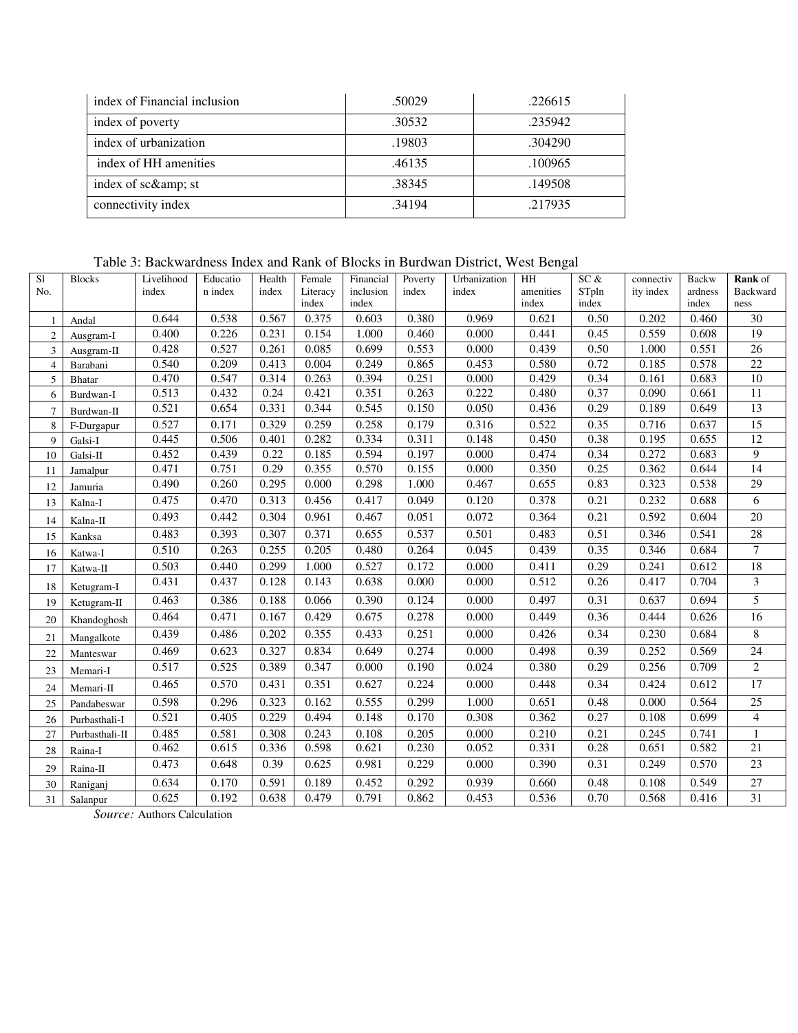| index of Financial inclusion | .50029 | .226615 |
|---|---|---|
| index of poverty | .30532 | .235942 |
| index of urbanization | .19803 | .304290 |
| index of HH amenities | .46135 | .100965 |
| index of sc&amp; st | .38345 | .149508 |
| connectivity index | .34194 | .217935 |

Table 3: Backwardness Index and Rank of Blocks in Burdwan District, West Bengal

| Sl No. | Blocks | Livelihood index | Education index | Health index | Female Literacy index | Financial inclusion index | Poverty index | Urbanization index | HH amenities index | SC & STpln index | connectivity index | Backwardness index | **Rank** of Backwardness |
|---|---|---|---|---|---|---|---|---|---|---|---|---|---|
| 1 | Andal | 0.644 | 0.538 | 0.567 | 0.375 | 0.603 | 0.380 | 0.969 | 0.621 | 0.50 | 0.202 | 0.460 | 30 |
| 2 | Ausgram-I | 0.400 | 0.226 | 0.231 | 0.154 | 1.000 | 0.460 | 0.000 | 0.441 | 0.45 | 0.559 | 0.608 | 19 |
| 3 | Ausgram-II | 0.428 | 0.527 | 0.261 | 0.085 | 0.699 | 0.553 | 0.000 | 0.439 | 0.50 | 1.000 | 0.551 | 26 |
| 4 | Barabani | 0.540 | 0.209 | 0.413 | 0.004 | 0.249 | 0.865 | 0.453 | 0.580 | 0.72 | 0.185 | 0.578 | 22 |
| 5 | Bhatar | 0.470 | 0.547 | 0.314 | 0.263 | 0.394 | 0.251 | 0.000 | 0.429 | 0.34 | 0.161 | 0.683 | 10 |
| 6 | Burdwan-I | 0.513 | 0.432 | 0.24 | 0.421 | 0.351 | 0.263 | 0.222 | 0.480 | 0.37 | 0.090 | 0.661 | 11 |
| 7 | Burdwan-II | 0.521 | 0.654 | 0.331 | 0.344 | 0.545 | 0.150 | 0.050 | 0.436 | 0.29 | 0.189 | 0.649 | 13 |
| 8 | F-Durgapur | 0.527 | 0.171 | 0.329 | 0.259 | 0.258 | 0.179 | 0.316 | 0.522 | 0.35 | 0.716 | 0.637 | 15 |
| 9 | Galsi-I | 0.445 | 0.506 | 0.401 | 0.282 | 0.334 | 0.311 | 0.148 | 0.450 | 0.38 | 0.195 | 0.655 | 12 |
| 10 | Galsi-II | 0.452 | 0.439 | 0.22 | 0.185 | 0.594 | 0.197 | 0.000 | 0.474 | 0.34 | 0.272 | 0.683 | 9 |
| 11 | Jamalpur | 0.471 | 0.751 | 0.29 | 0.355 | 0.570 | 0.155 | 0.000 | 0.350 | 0.25 | 0.362 | 0.644 | 14 |
| 12 | Jamuria | 0.490 | 0.260 | 0.295 | 0.000 | 0.298 | 1.000 | 0.467 | 0.655 | 0.83 | 0.323 | 0.538 | 29 |
| 13 | Kalna-I | 0.475 | 0.470 | 0.313 | 0.456 | 0.417 | 0.049 | 0.120 | 0.378 | 0.21 | 0.232 | 0.688 | 6 |
| 14 | Kalna-II | 0.493 | 0.442 | 0.304 | 0.961 | 0.467 | 0.051 | 0.072 | 0.364 | 0.21 | 0.592 | 0.604 | 20 |
| 15 | Kanksa | 0.483 | 0.393 | 0.307 | 0.371 | 0.655 | 0.537 | 0.501 | 0.483 | 0.51 | 0.346 | 0.541 | 28 |
| 16 | Katwa-I | 0.510 | 0.263 | 0.255 | 0.205 | 0.480 | 0.264 | 0.045 | 0.439 | 0.35 | 0.346 | 0.684 | 7 |
| 17 | Katwa-II | 0.503 | 0.440 | 0.299 | 1.000 | 0.527 | 0.172 | 0.000 | 0.411 | 0.29 | 0.241 | 0.612 | 18 |
| 18 | Ketugram-I | 0.431 | 0.437 | 0.128 | 0.143 | 0.638 | 0.000 | 0.000 | 0.512 | 0.26 | 0.417 | 0.704 | 3 |
| 19 | Ketugram-II | 0.463 | 0.386 | 0.188 | 0.066 | 0.390 | 0.124 | 0.000 | 0.497 | 0.31 | 0.637 | 0.694 | 5 |
| 20 | Khandoghosh | 0.464 | 0.471 | 0.167 | 0.429 | 0.675 | 0.278 | 0.000 | 0.449 | 0.36 | 0.444 | 0.626 | 16 |
| 21 | Mangalkote | 0.439 | 0.486 | 0.202 | 0.355 | 0.433 | 0.251 | 0.000 | 0.426 | 0.34 | 0.230 | 0.684 | 8 |
| 22 | Manteswar | 0.469 | 0.623 | 0.327 | 0.834 | 0.649 | 0.274 | 0.000 | 0.498 | 0.39 | 0.252 | 0.569 | 24 |
| 23 | Memari-I | 0.517 | 0.525 | 0.389 | 0.347 | 0.000 | 0.190 | 0.024 | 0.380 | 0.29 | 0.256 | 0.709 | 2 |
| 24 | Memari-II | 0.465 | 0.570 | 0.431 | 0.351 | 0.627 | 0.224 | 0.000 | 0.448 | 0.34 | 0.424 | 0.612 | 17 |
| 25 | Pandabeswar | 0.598 | 0.296 | 0.323 | 0.162 | 0.555 | 0.299 | 1.000 | 0.651 | 0.48 | 0.000 | 0.564 | 25 |
| 26 | Purbasthali-I | 0.521 | 0.405 | 0.229 | 0.494 | 0.148 | 0.170 | 0.308 | 0.362 | 0.27 | 0.108 | 0.699 | 4 |
| 27 | Purbasthali-II | 0.485 | 0.581 | 0.308 | 0.243 | 0.108 | 0.205 | 0.000 | 0.210 | 0.21 | 0.245 | 0.741 | 1 |
| 28 | Raina-I | 0.462 | 0.615 | 0.336 | 0.598 | 0.621 | 0.230 | 0.052 | 0.331 | 0.28 | 0.651 | 0.582 | 21 |
| 29 | Raina-II | 0.473 | 0.648 | 0.39 | 0.625 | 0.981 | 0.229 | 0.000 | 0.390 | 0.31 | 0.249 | 0.570 | 23 |
| 30 | Raniganj | 0.634 | 0.170 | 0.591 | 0.189 | 0.452 | 0.292 | 0.939 | 0.660 | 0.48 | 0.108 | 0.549 | 27 |
| 31 | Salanpur | 0.625 | 0.192 | 0.638 | 0.479 | 0.791 | 0.862 | 0.453 | 0.536 | 0.70 | 0.568 | 0.416 | 31 |

*Source:* Authors Calculation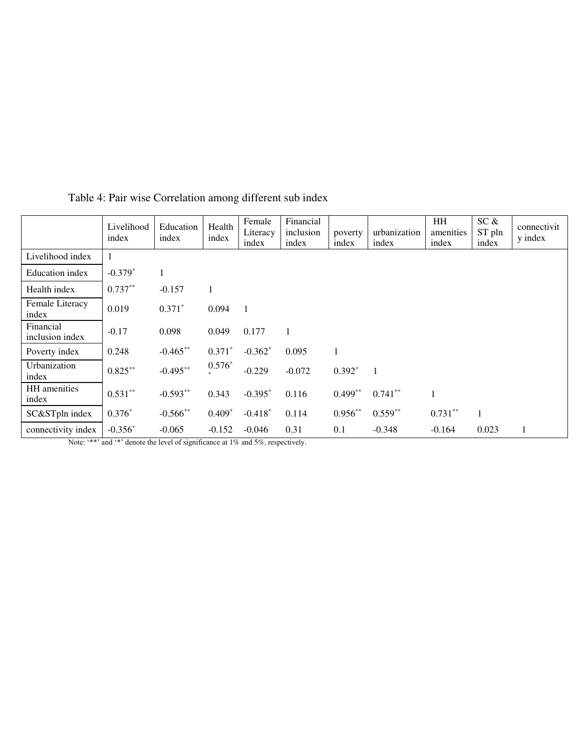Table 4: Pair wise Correlation among different sub index

| | Livelihood index | Education index | Health index | Female Literacy index | Financial inclusion index | poverty index | urbanization index | HH amenities index | SC & ST pln index | connectivity index |
|---|---|---|---|---|---|---|---|---|---|---|
| Livelihood index | 1 | | | | | | | | | |
| Education index | -0.379* | 1 | | | | | | | | |
| Health index | 0.737** | -0.157 | 1 | | | | | | | |
| Female Literacy index | 0.019 | 0.371* | 0.094 | 1 | | | | | | |
| Financial inclusion index | -0.17 | 0.098 | 0.049 | 0.177 | 1 | | | | | |
| Poverty index | 0.248 | -0.465** | 0.371* | -0.362* | 0.095 | 1 | | | | |
| Urbanization index | 0.825** | -0.495** | 0.576** | -0.229 | -0.072 | 0.392* | 1 | | | |
| HH amenities index | 0.531** | -0.593** | 0.343 | -0.395* | 0.116 | 0.499** | 0.741** | 1 | | |
| SC&STpln index | 0.376* | -0.566** | 0.409* | -0.418* | 0.114 | 0.956** | 0.559** | 0.731** | 1 | |
| connectivity index | -0.356* | -0.065 | -0.152 | -0.046 | 0.31 | 0.1 | -0.348 | -0.164 | 0.023 | 1 |

Note: '**' and '*' denote the level of significance at 1% and 5%, respectively.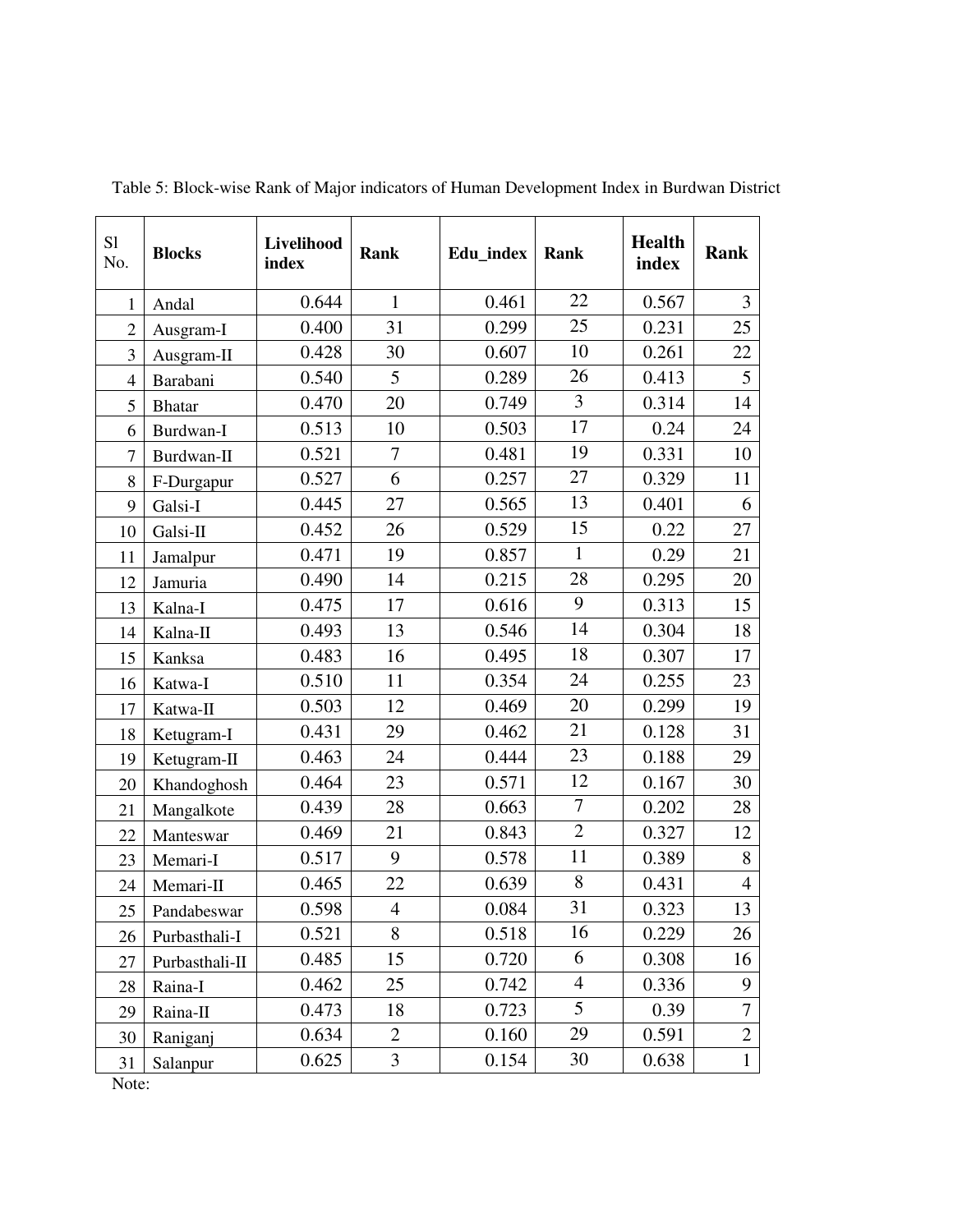Table 5: Block-wise Rank of Major indicators of Human Development Index in Burdwan District

| Sl No. | Blocks | Livelihood index | Rank | Edu_index | Rank | Health index | Rank |
|---|---|---|---|---|---|---|---|
| 1 | Andal | 0.644 | 1 | 0.461 | 22 | 0.567 | 3 |
| 2 | Ausgram-I | 0.400 | 31 | 0.299 | 25 | 0.231 | 25 |
| 3 | Ausgram-II | 0.428 | 30 | 0.607 | 10 | 0.261 | 22 |
| 4 | Barabani | 0.540 | 5 | 0.289 | 26 | 0.413 | 5 |
| 5 | Bhatar | 0.470 | 20 | 0.749 | 3 | 0.314 | 14 |
| 6 | Burdwan-I | 0.513 | 10 | 0.503 | 17 | 0.24 | 24 |
| 7 | Burdwan-II | 0.521 | 7 | 0.481 | 19 | 0.331 | 10 |
| 8 | F-Durgapur | 0.527 | 6 | 0.257 | 27 | 0.329 | 11 |
| 9 | Galsi-I | 0.445 | 27 | 0.565 | 13 | 0.401 | 6 |
| 10 | Galsi-II | 0.452 | 26 | 0.529 | 15 | 0.22 | 27 |
| 11 | Jamalpur | 0.471 | 19 | 0.857 | 1 | 0.29 | 21 |
| 12 | Jamuria | 0.490 | 14 | 0.215 | 28 | 0.295 | 20 |
| 13 | Kalna-I | 0.475 | 17 | 0.616 | 9 | 0.313 | 15 |
| 14 | Kalna-II | 0.493 | 13 | 0.546 | 14 | 0.304 | 18 |
| 15 | Kanksa | 0.483 | 16 | 0.495 | 18 | 0.307 | 17 |
| 16 | Katwa-I | 0.510 | 11 | 0.354 | 24 | 0.255 | 23 |
| 17 | Katwa-II | 0.503 | 12 | 0.469 | 20 | 0.299 | 19 |
| 18 | Ketugram-I | 0.431 | 29 | 0.462 | 21 | 0.128 | 31 |
| 19 | Ketugram-II | 0.463 | 24 | 0.444 | 23 | 0.188 | 29 |
| 20 | Khandoghosh | 0.464 | 23 | 0.571 | 12 | 0.167 | 30 |
| 21 | Mangalkote | 0.439 | 28 | 0.663 | 7 | 0.202 | 28 |
| 22 | Manteswar | 0.469 | 21 | 0.843 | 2 | 0.327 | 12 |
| 23 | Memari-I | 0.517 | 9 | 0.578 | 11 | 0.389 | 8 |
| 24 | Memari-II | 0.465 | 22 | 0.639 | 8 | 0.431 | 4 |
| 25 | Pandabeswar | 0.598 | 4 | 0.084 | 31 | 0.323 | 13 |
| 26 | Purbasthali-I | 0.521 | 8 | 0.518 | 16 | 0.229 | 26 |
| 27 | Purbasthali-II | 0.485 | 15 | 0.720 | 6 | 0.308 | 16 |
| 28 | Raina-I | 0.462 | 25 | 0.742 | 4 | 0.336 | 9 |
| 29 | Raina-II | 0.473 | 18 | 0.723 | 5 | 0.39 | 7 |
| 30 | Raniganj | 0.634 | 2 | 0.160 | 29 | 0.591 | 2 |
| 31 | Salanpur | 0.625 | 3 | 0.154 | 30 | 0.638 | 1 |

Note: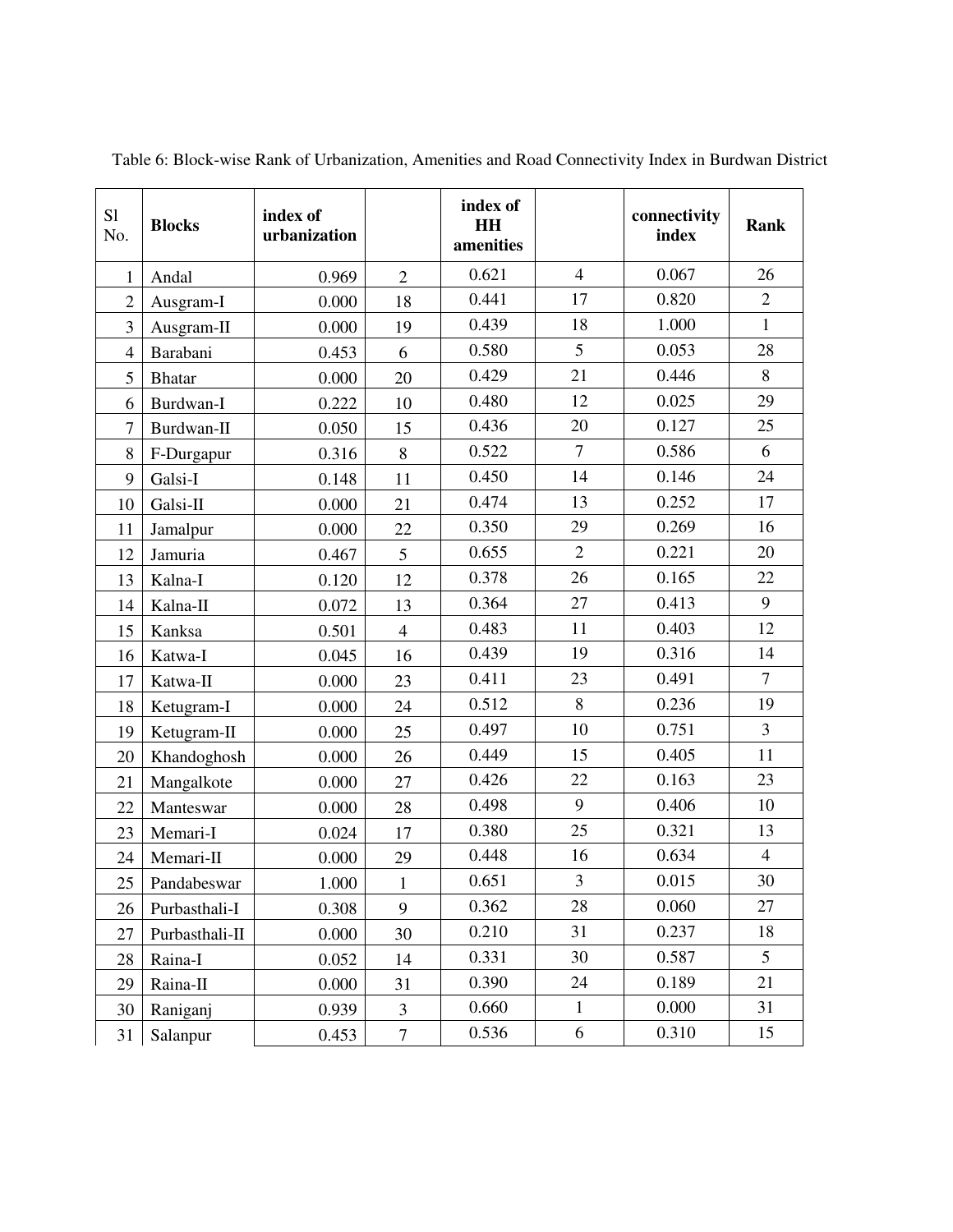Table 6: Block-wise Rank of Urbanization, Amenities and Road Connectivity Index in Burdwan District

| Sl No. | Blocks | index of urbanization | | index of HH amenities | | connectivity index | Rank |
|---|---|---|---|---|---|---|---|
| 1 | Andal | 0.969 | 2 | 0.621 | 4 | 0.067 | 26 |
| 2 | Ausgram-I | 0.000 | 18 | 0.441 | 17 | 0.820 | 2 |
| 3 | Ausgram-II | 0.000 | 19 | 0.439 | 18 | 1.000 | 1 |
| 4 | Barabani | 0.453 | 6 | 0.580 | 5 | 0.053 | 28 |
| 5 | Bhatar | 0.000 | 20 | 0.429 | 21 | 0.446 | 8 |
| 6 | Burdwan-I | 0.222 | 10 | 0.480 | 12 | 0.025 | 29 |
| 7 | Burdwan-II | 0.050 | 15 | 0.436 | 20 | 0.127 | 25 |
| 8 | F-Durgapur | 0.316 | 8 | 0.522 | 7 | 0.586 | 6 |
| 9 | Galsi-I | 0.148 | 11 | 0.450 | 14 | 0.146 | 24 |
| 10 | Galsi-II | 0.000 | 21 | 0.474 | 13 | 0.252 | 17 |
| 11 | Jamalpur | 0.000 | 22 | 0.350 | 29 | 0.269 | 16 |
| 12 | Jamuria | 0.467 | 5 | 0.655 | 2 | 0.221 | 20 |
| 13 | Kalna-I | 0.120 | 12 | 0.378 | 26 | 0.165 | 22 |
| 14 | Kalna-II | 0.072 | 13 | 0.364 | 27 | 0.413 | 9 |
| 15 | Kanksa | 0.501 | 4 | 0.483 | 11 | 0.403 | 12 |
| 16 | Katwa-I | 0.045 | 16 | 0.439 | 19 | 0.316 | 14 |
| 17 | Katwa-II | 0.000 | 23 | 0.411 | 23 | 0.491 | 7 |
| 18 | Ketugram-I | 0.000 | 24 | 0.512 | 8 | 0.236 | 19 |
| 19 | Ketugram-II | 0.000 | 25 | 0.497 | 10 | 0.751 | 3 |
| 20 | Khandoghosh | 0.000 | 26 | 0.449 | 15 | 0.405 | 11 |
| 21 | Mangalkote | 0.000 | 27 | 0.426 | 22 | 0.163 | 23 |
| 22 | Manteswar | 0.000 | 28 | 0.498 | 9 | 0.406 | 10 |
| 23 | Memari-I | 0.024 | 17 | 0.380 | 25 | 0.321 | 13 |
| 24 | Memari-II | 0.000 | 29 | 0.448 | 16 | 0.634 | 4 |
| 25 | Pandabeswar | 1.000 | 1 | 0.651 | 3 | 0.015 | 30 |
| 26 | Purbasthali-I | 0.308 | 9 | 0.362 | 28 | 0.060 | 27 |
| 27 | Purbasthali-II | 0.000 | 30 | 0.210 | 31 | 0.237 | 18 |
| 28 | Raina-I | 0.052 | 14 | 0.331 | 30 | 0.587 | 5 |
| 29 | Raina-II | 0.000 | 31 | 0.390 | 24 | 0.189 | 21 |
| 30 | Raniganj | 0.939 | 3 | 0.660 | 1 | 0.000 | 31 |
| 31 | Salanpur | 0.453 | 7 | 0.536 | 6 | 0.310 | 15 |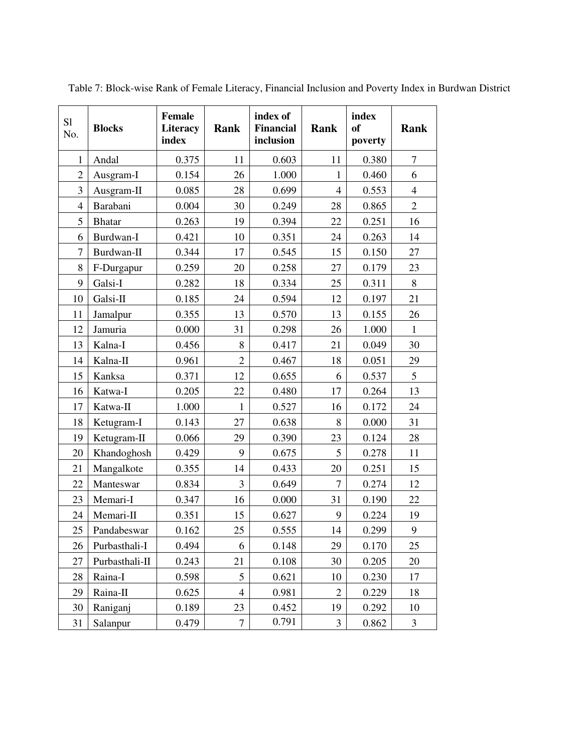Table 7: Block-wise Rank of Female Literacy, Financial Inclusion and Poverty Index in Burdwan District

| Sl No. | Blocks | Female Literacy index | Rank | index of Financial inclusion | Rank | index of poverty | Rank |
|---|---|---|---|---|---|---|---|
| 1 | Andal | 0.375 | 11 | 0.603 | 11 | 0.380 | 7 |
| 2 | Ausgram-I | 0.154 | 26 | 1.000 | 1 | 0.460 | 6 |
| 3 | Ausgram-II | 0.085 | 28 | 0.699 | 4 | 0.553 | 4 |
| 4 | Barabani | 0.004 | 30 | 0.249 | 28 | 0.865 | 2 |
| 5 | Bhatar | 0.263 | 19 | 0.394 | 22 | 0.251 | 16 |
| 6 | Burdwan-I | 0.421 | 10 | 0.351 | 24 | 0.263 | 14 |
| 7 | Burdwan-II | 0.344 | 17 | 0.545 | 15 | 0.150 | 27 |
| 8 | F-Durgapur | 0.259 | 20 | 0.258 | 27 | 0.179 | 23 |
| 9 | Galsi-I | 0.282 | 18 | 0.334 | 25 | 0.311 | 8 |
| 10 | Galsi-II | 0.185 | 24 | 0.594 | 12 | 0.197 | 21 |
| 11 | Jamalpur | 0.355 | 13 | 0.570 | 13 | 0.155 | 26 |
| 12 | Jamuria | 0.000 | 31 | 0.298 | 26 | 1.000 | 1 |
| 13 | Kalna-I | 0.456 | 8 | 0.417 | 21 | 0.049 | 30 |
| 14 | Kalna-II | 0.961 | 2 | 0.467 | 18 | 0.051 | 29 |
| 15 | Kanksa | 0.371 | 12 | 0.655 | 6 | 0.537 | 5 |
| 16 | Katwa-I | 0.205 | 22 | 0.480 | 17 | 0.264 | 13 |
| 17 | Katwa-II | 1.000 | 1 | 0.527 | 16 | 0.172 | 24 |
| 18 | Ketugram-I | 0.143 | 27 | 0.638 | 8 | 0.000 | 31 |
| 19 | Ketugram-II | 0.066 | 29 | 0.390 | 23 | 0.124 | 28 |
| 20 | Khandoghosh | 0.429 | 9 | 0.675 | 5 | 0.278 | 11 |
| 21 | Mangalkote | 0.355 | 14 | 0.433 | 20 | 0.251 | 15 |
| 22 | Manteswar | 0.834 | 3 | 0.649 | 7 | 0.274 | 12 |
| 23 | Memari-I | 0.347 | 16 | 0.000 | 31 | 0.190 | 22 |
| 24 | Memari-II | 0.351 | 15 | 0.627 | 9 | 0.224 | 19 |
| 25 | Pandabeswar | 0.162 | 25 | 0.555 | 14 | 0.299 | 9 |
| 26 | Purbasthali-I | 0.494 | 6 | 0.148 | 29 | 0.170 | 25 |
| 27 | Purbasthali-II | 0.243 | 21 | 0.108 | 30 | 0.205 | 20 |
| 28 | Raina-I | 0.598 | 5 | 0.621 | 10 | 0.230 | 17 |
| 29 | Raina-II | 0.625 | 4 | 0.981 | 2 | 0.229 | 18 |
| 30 | Raniganj | 0.189 | 23 | 0.452 | 19 | 0.292 | 10 |
| 31 | Salanpur | 0.479 | 7 | 0.791 | 3 | 0.862 | 3 |